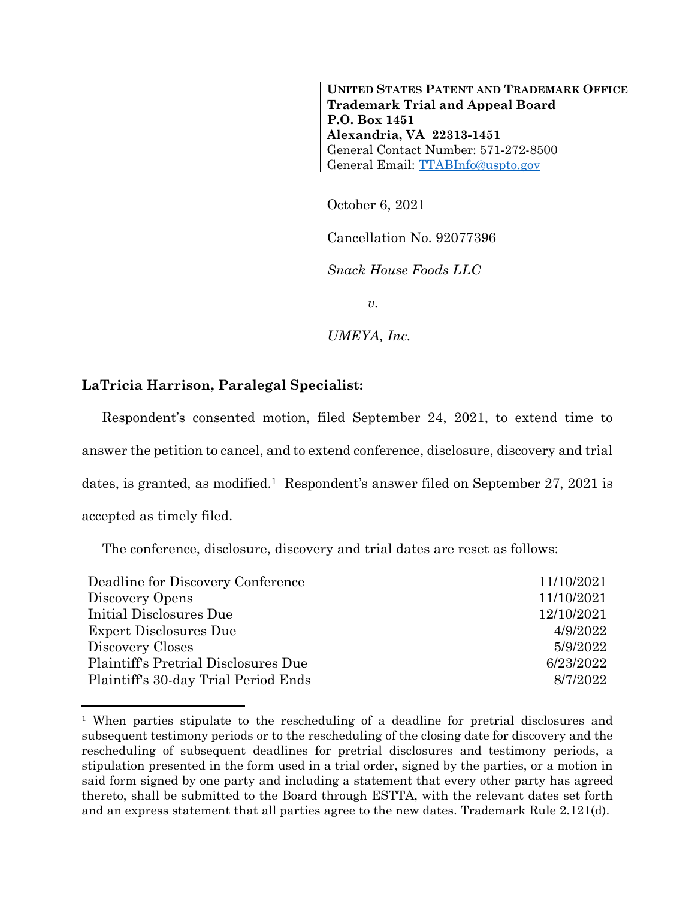**UNITED STATES PATENT AND TRADEMARK OFFICE**
**Trademark Trial and Appeal Board**
**P.O. Box 1451**
**Alexandria, VA 22313-1451**
General Contact Number: 571-272-8500
General Email: TTABInfo@uspto.gov

October 6, 2021

Cancellation No. 92077396

*Snack House Foods LLC*

*v.*

*UMEYA, Inc.*

**LaTricia Harrison, Paralegal Specialist:**

Respondent's consented motion, filed September 24, 2021, to extend time to answer the petition to cancel, and to extend conference, disclosure, discovery and trial dates, is granted, as modified.[1] Respondent's answer filed on September 27, 2021 is accepted as timely filed.

The conference, disclosure, discovery and trial dates are reset as follows:

| | |
|---|---|
| Deadline for Discovery Conference | 11/10/2021 |
| Discovery Opens | 11/10/2021 |
| Initial Disclosures Due | 12/10/2021 |
| Expert Disclosures Due | 4/9/2022 |
| Discovery Closes | 5/9/2022 |
| Plaintiff's Pretrial Disclosures Due | 6/23/2022 |
| Plaintiff's 30-day Trial Period Ends | 8/7/2022 |

[1] When parties stipulate to the rescheduling of a deadline for pretrial disclosures and subsequent testimony periods or to the rescheduling of the closing date for discovery and the rescheduling of subsequent deadlines for pretrial disclosures and testimony periods, a stipulation presented in the form used in a trial order, signed by the parties, or a motion in said form signed by one party and including a statement that every other party has agreed thereto, shall be submitted to the Board through ESTTA, with the relevant dates set forth and an express statement that all parties agree to the new dates. Trademark Rule 2.121(d).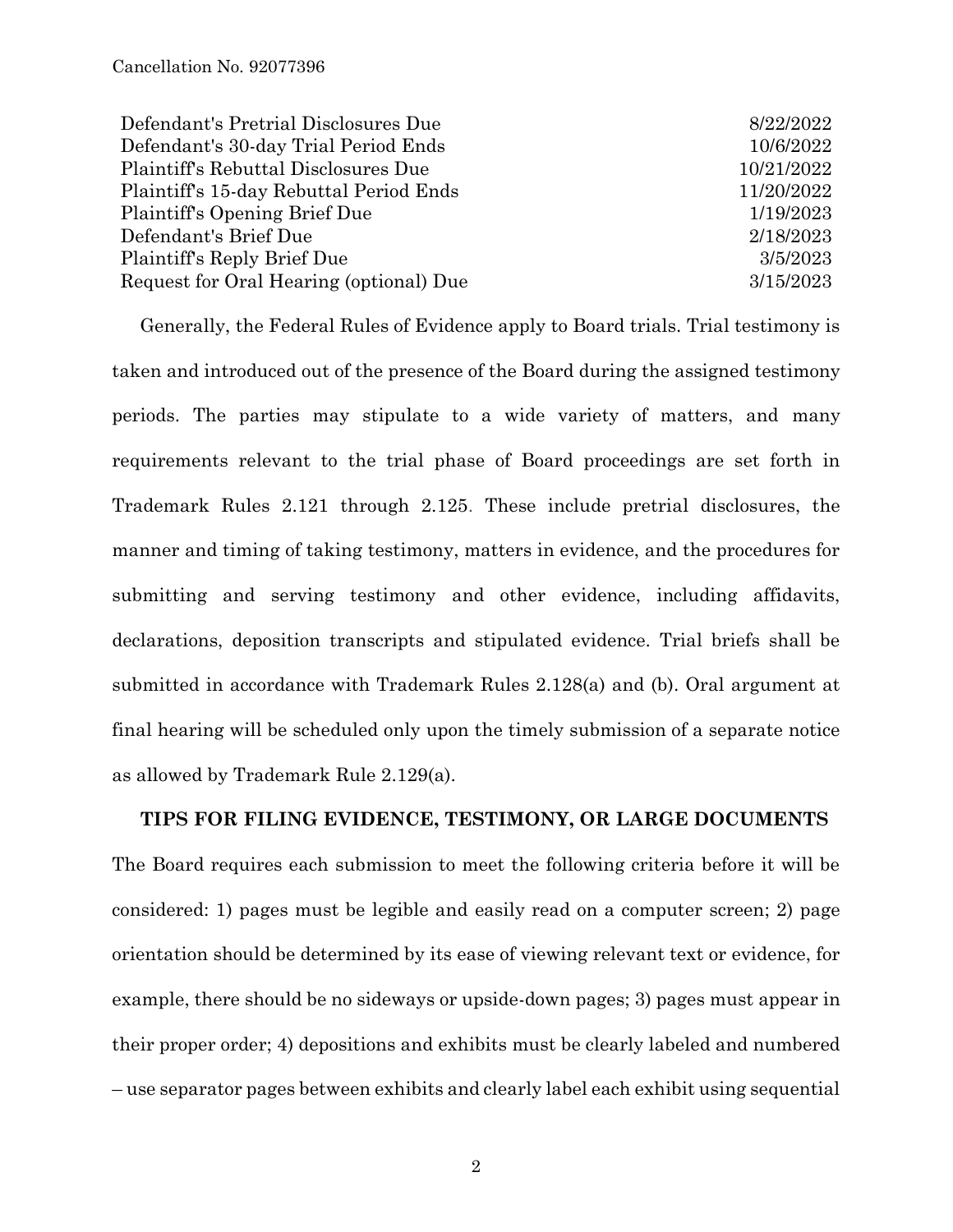| | |
|---|---|
| Defendant's Pretrial Disclosures Due | 8/22/2022 |
| Defendant's 30-day Trial Period Ends | 10/6/2022 |
| Plaintiff's Rebuttal Disclosures Due | 10/21/2022 |
| Plaintiff's 15-day Rebuttal Period Ends | 11/20/2022 |
| Plaintiff's Opening Brief Due | 1/19/2023 |
| Defendant's Brief Due | 2/18/2023 |
| Plaintiff's Reply Brief Due | 3/5/2023 |
| Request for Oral Hearing (optional) Due | 3/15/2023 |

Generally, the Federal Rules of Evidence apply to Board trials. Trial testimony is taken and introduced out of the presence of the Board during the assigned testimony periods. The parties may stipulate to a wide variety of matters, and many requirements relevant to the trial phase of Board proceedings are set forth in Trademark Rules 2.121 through 2.125. These include pretrial disclosures, the manner and timing of taking testimony, matters in evidence, and the procedures for submitting and serving testimony and other evidence, including affidavits, declarations, deposition transcripts and stipulated evidence. Trial briefs shall be submitted in accordance with Trademark Rules 2.128(a) and (b). Oral argument at final hearing will be scheduled only upon the timely submission of a separate notice as allowed by Trademark Rule 2.129(a).

**TIPS FOR FILING EVIDENCE, TESTIMONY, OR LARGE DOCUMENTS**

The Board requires each submission to meet the following criteria before it will be considered: 1) pages must be legible and easily read on a computer screen; 2) page orientation should be determined by its ease of viewing relevant text or evidence, for example, there should be no sideways or upside-down pages; 3) pages must appear in their proper order; 4) depositions and exhibits must be clearly labeled and numbered – use separator pages between exhibits and clearly label each exhibit using sequential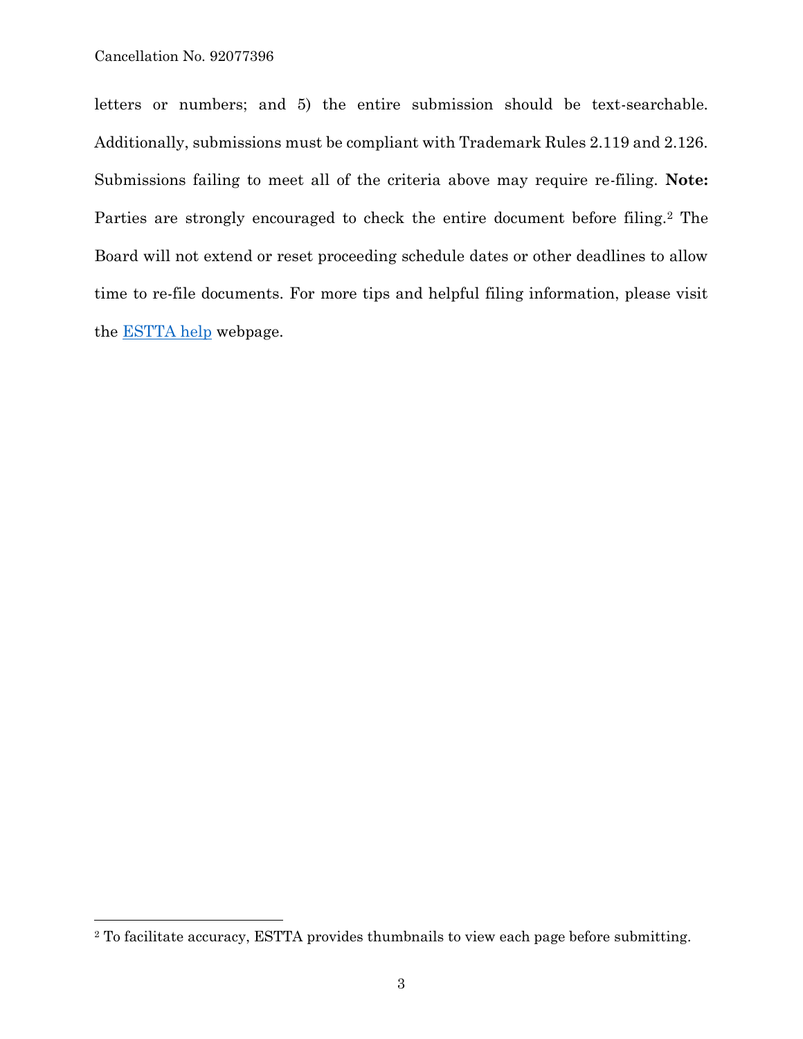letters or numbers; and 5) the entire submission should be text-searchable. Additionally, submissions must be compliant with Trademark Rules 2.119 and 2.126. Submissions failing to meet all of the criteria above may require re-filing. **Note:** Parties are strongly encouraged to check the entire document before filing.[2] The Board will not extend or reset proceeding schedule dates or other deadlines to allow time to re-file documents. For more tips and helpful filing information, please visit the [ESTTA help] webpage.

---

[2] To facilitate accuracy, ESTTA provides thumbnails to view each page before submitting.